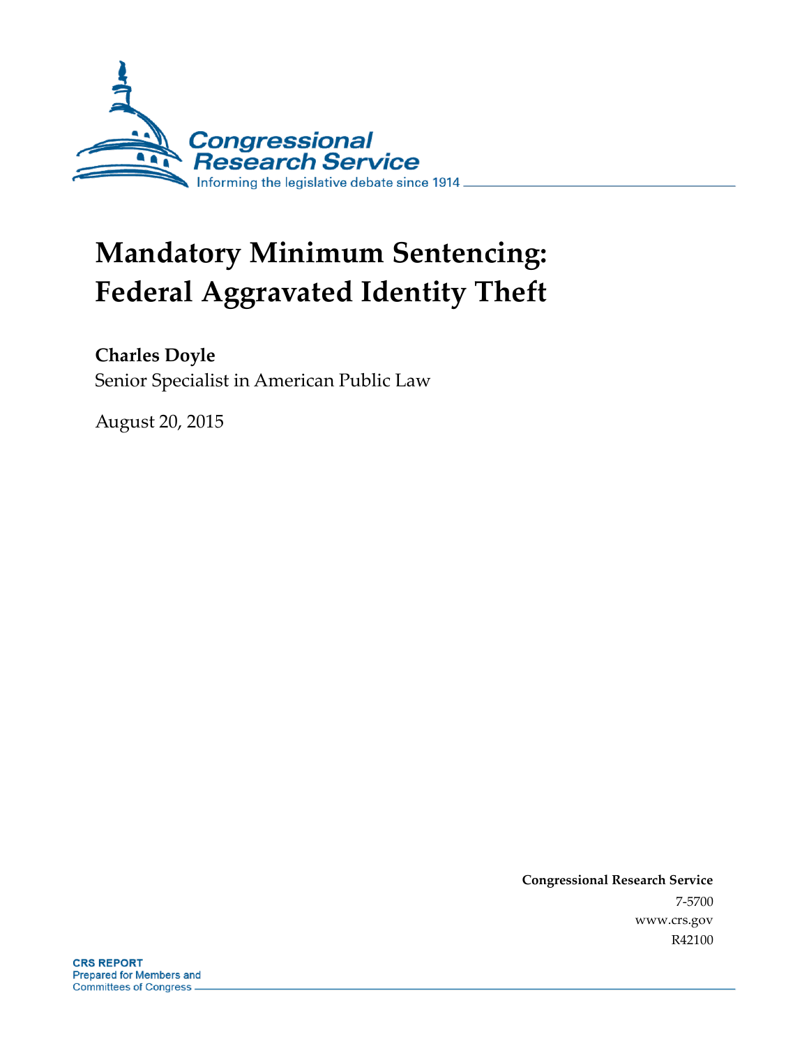Congressional Research Service

Informing the legislative debate since 1914

# Mandatory Minimum Sentencing: Federal Aggravated Identity Theft

**Charles Doyle**

Senior Specialist in American Public Law

August 20, 2015

**Congressional Research Service**

7-5700

www.crs.gov

R42100

**CRS REPORT**

Prepared for Members and Committees of Congress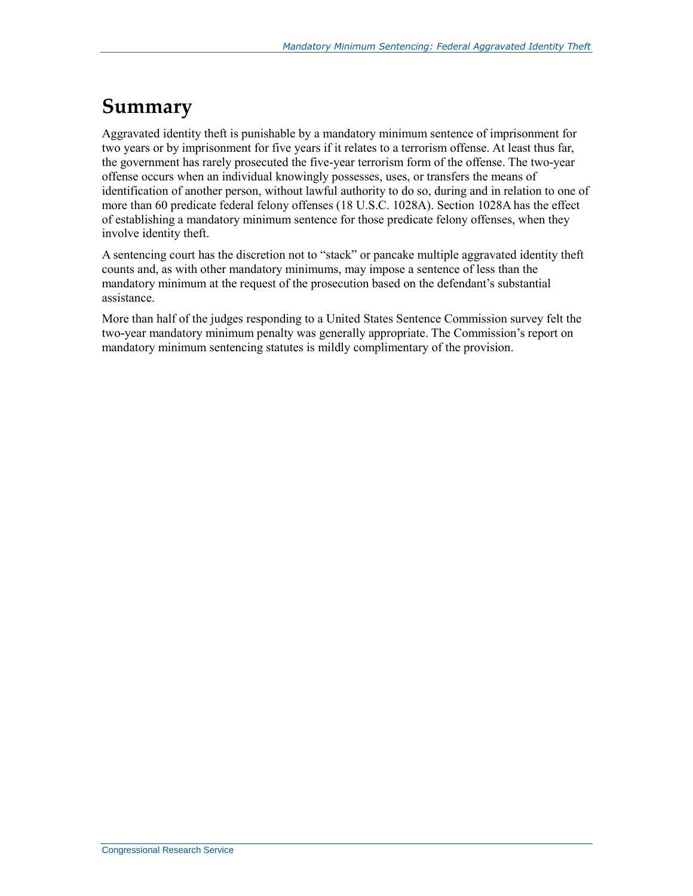# Summary

Aggravated identity theft is punishable by a mandatory minimum sentence of imprisonment for two years or by imprisonment for five years if it relates to a terrorism offense. At least thus far, the government has rarely prosecuted the five-year terrorism form of the offense. The two-year offense occurs when an individual knowingly possesses, uses, or transfers the means of identification of another person, without lawful authority to do so, during and in relation to one of more than 60 predicate federal felony offenses (18 U.S.C. 1028A). Section 1028A has the effect of establishing a mandatory minimum sentence for those predicate felony offenses, when they involve identity theft.

A sentencing court has the discretion not to "stack" or pancake multiple aggravated identity theft counts and, as with other mandatory minimums, may impose a sentence of less than the mandatory minimum at the request of the prosecution based on the defendant's substantial assistance.

More than half of the judges responding to a United States Sentence Commission survey felt the two-year mandatory minimum penalty was generally appropriate. The Commission's report on mandatory minimum sentencing statutes is mildly complimentary of the provision.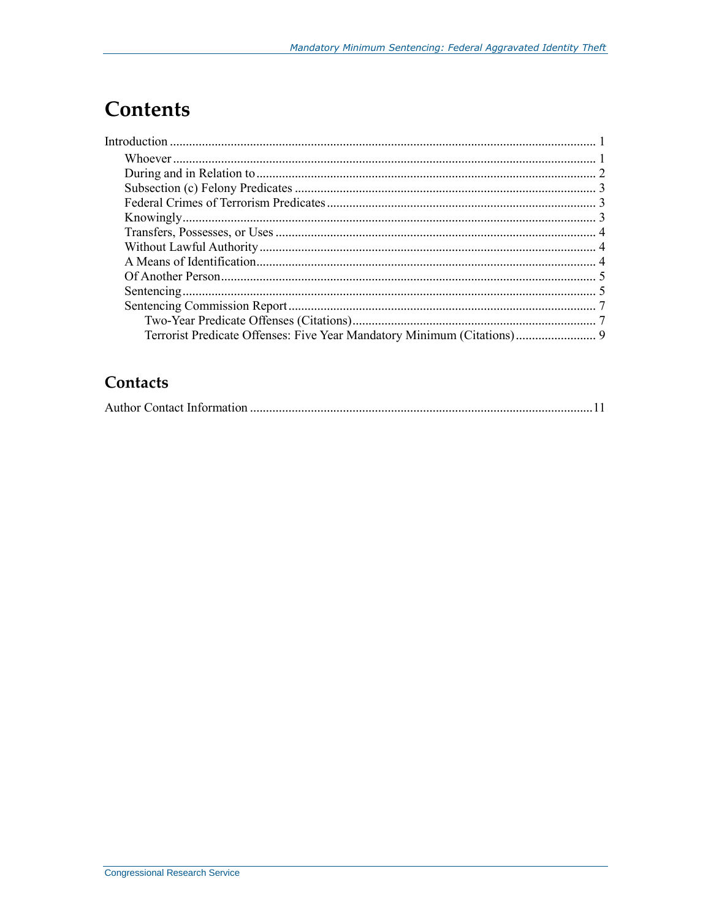# Contents

Introduction ........................................................................................................................ 1
- Whoever ........................................................................................................................ 1
- During and in Relation to ............................................................................................. 2
- Subsection (c) Felony Predicates .................................................................................. 3
- Federal Crimes of Terrorism Predicates ........................................................................ 3
- Knowingly ..................................................................................................................... 3
- Transfers, Possesses, or Uses ........................................................................................ 4
- Without Lawful Authority ............................................................................................. 4
- A Means of Identification .............................................................................................. 4
- Of Another Person ......................................................................................................... 5
- Sentencing ..................................................................................................................... 5
- Sentencing Commission Report ..................................................................................... 7
    - Two-Year Predicate Offenses (Citations) ................................................................. 7
    - Terrorist Predicate Offenses: Five Year Mandatory Minimum (Citations) ................ 9

## Contacts

Author Contact Information ................................................................................................ 11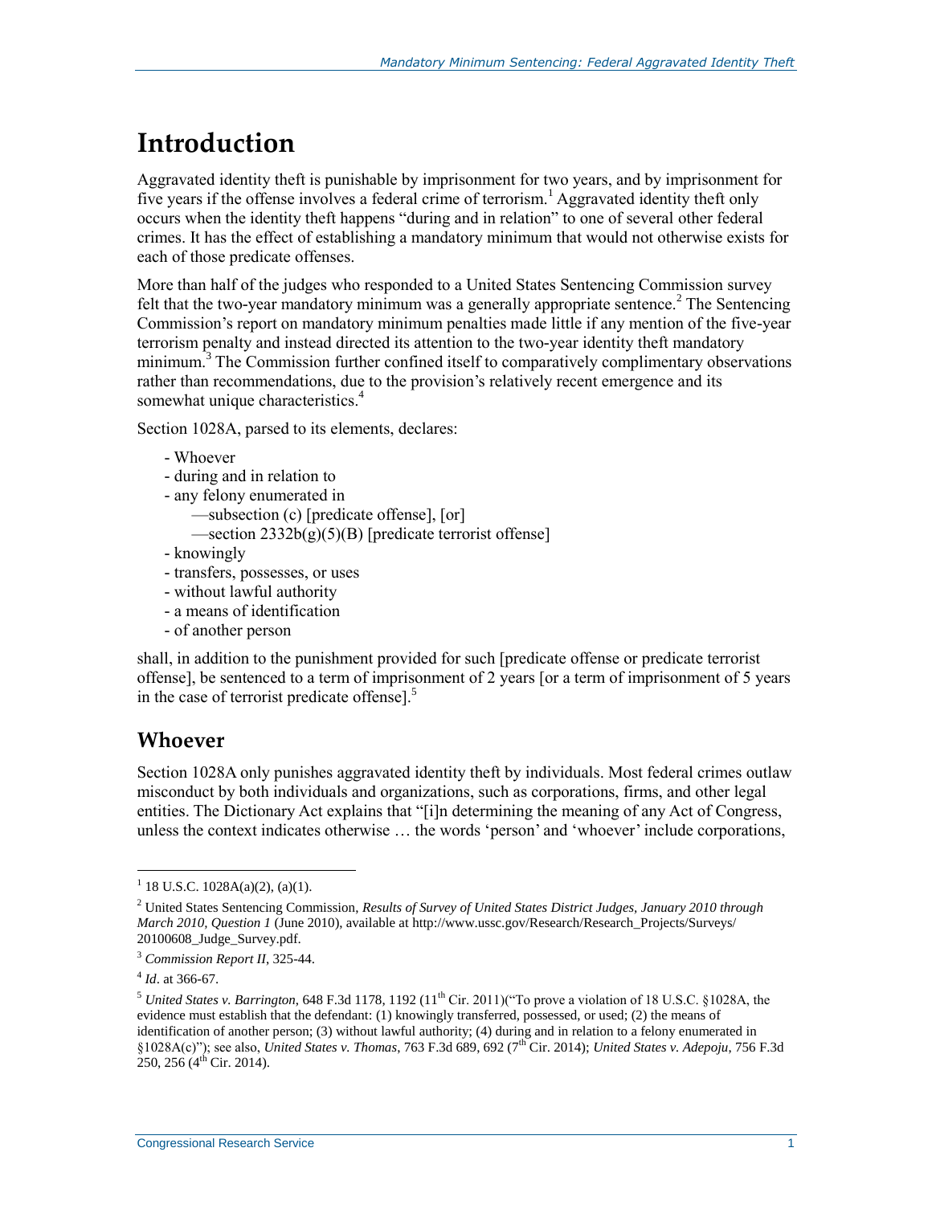# Introduction

Aggravated identity theft is punishable by imprisonment for two years, and by imprisonment for five years if the offense involves a federal crime of terrorism.[1] Aggravated identity theft only occurs when the identity theft happens "during and in relation" to one of several other federal crimes. It has the effect of establishing a mandatory minimum that would not otherwise exists for each of those predicate offenses.

More than half of the judges who responded to a United States Sentencing Commission survey felt that the two-year mandatory minimum was a generally appropriate sentence.[2] The Sentencing Commission's report on mandatory minimum penalties made little if any mention of the five-year terrorism penalty and instead directed its attention to the two-year identity theft mandatory minimum.[3] The Commission further confined itself to comparatively complimentary observations rather than recommendations, due to the provision's relatively recent emergence and its somewhat unique characteristics.[4]

Section 1028A, parsed to its elements, declares:

- Whoever
- during and in relation to
- any felony enumerated in
    —subsection (c) [predicate offense], [or]
    —section 2332b(g)(5)(B) [predicate terrorist offense]
- knowingly
- transfers, possesses, or uses
- without lawful authority
- a means of identification
- of another person

shall, in addition to the punishment provided for such [predicate offense or predicate terrorist offense], be sentenced to a term of imprisonment of 2 years [or a term of imprisonment of 5 years in the case of terrorist predicate offense].[5]

## Whoever

Section 1028A only punishes aggravated identity theft by individuals. Most federal crimes outlaw misconduct by both individuals and organizations, such as corporations, firms, and other legal entities. The Dictionary Act explains that "[i]n determining the meaning of any Act of Congress, unless the context indicates otherwise … the words 'person' and 'whoever' include corporations,

---

[1] 18 U.S.C. 1028A(a)(2), (a)(1).

[2] United States Sentencing Commission, *Results of Survey of United States District Judges, January 2010 through March 2010, Question 1* (June 2010), available at http://www.ussc.gov/Research/Research_Projects/Surveys/20100608_Judge_Survey.pdf.

[3] *Commission Report II*, 325-44.

[4] *Id*. at 366-67.

[5] *United States v. Barrington*, 648 F.3d 1178, 1192 (11th Cir. 2011)("To prove a violation of 18 U.S.C. §1028A, the evidence must establish that the defendant: (1) knowingly transferred, possessed, or used; (2) the means of identification of another person; (3) without lawful authority; (4) during and in relation to a felony enumerated in §1028A(c)"); see also, *United States v. Thomas*, 763 F.3d 689, 692 (7th Cir. 2014); *United States v. Adepoju*, 756 F.3d 250, 256 (4th Cir. 2014).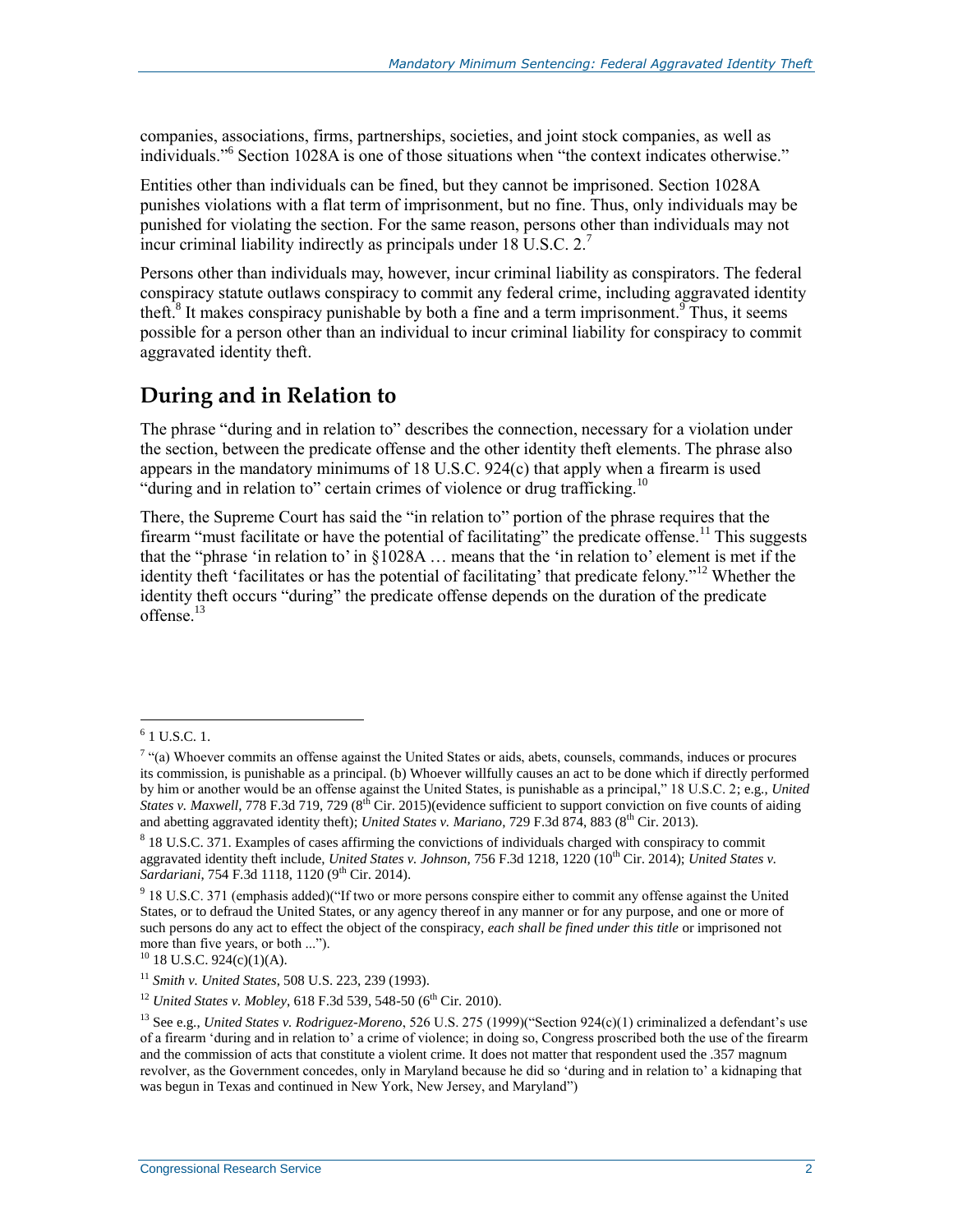companies, associations, firms, partnerships, societies, and joint stock companies, as well as individuals."[6] Section 1028A is one of those situations when "the context indicates otherwise."

Entities other than individuals can be fined, but they cannot be imprisoned. Section 1028A punishes violations with a flat term of imprisonment, but no fine. Thus, only individuals may be punished for violating the section. For the same reason, persons other than individuals may not incur criminal liability indirectly as principals under 18 U.S.C. 2.[7]

Persons other than individuals may, however, incur criminal liability as conspirators. The federal conspiracy statute outlaws conspiracy to commit any federal crime, including aggravated identity theft.[8] It makes conspiracy punishable by both a fine and a term imprisonment.[9] Thus, it seems possible for a person other than an individual to incur criminal liability for conspiracy to commit aggravated identity theft.

## During and in Relation to

The phrase "during and in relation to" describes the connection, necessary for a violation under the section, between the predicate offense and the other identity theft elements. The phrase also appears in the mandatory minimums of 18 U.S.C. 924(c) that apply when a firearm is used "during and in relation to" certain crimes of violence or drug trafficking.[10]

There, the Supreme Court has said the "in relation to" portion of the phrase requires that the firearm "must facilitate or have the potential of facilitating" the predicate offense.[11] This suggests that the "phrase 'in relation to' in §1028A … means that the 'in relation to' element is met if the identity theft 'facilitates or has the potential of facilitating' that predicate felony."[12] Whether the identity theft occurs "during" the predicate offense depends on the duration of the predicate offense.[13]

---

[6] 1 U.S.C. 1.

[7] "(a) Whoever commits an offense against the United States or aids, abets, counsels, commands, induces or procures its commission, is punishable as a principal. (b) Whoever willfully causes an act to be done which if directly performed by him or another would be an offense against the United States, is punishable as a principal," 18 U.S.C. 2; e.g., *United States v. Maxwell*, 778 F.3d 719, 729 (8th Cir. 2015)(evidence sufficient to support conviction on five counts of aiding and abetting aggravated identity theft); *United States v. Mariano*, 729 F.3d 874, 883 (8th Cir. 2013).

[8] 18 U.S.C. 371. Examples of cases affirming the convictions of individuals charged with conspiracy to commit aggravated identity theft include, *United States v. Johnson*, 756 F.3d 1218, 1220 (10th Cir. 2014); *United States v. Sardariani*, 754 F.3d 1118, 1120 (9th Cir. 2014).

[9] 18 U.S.C. 371 (emphasis added)("If two or more persons conspire either to commit any offense against the United States, or to defraud the United States, or any agency thereof in any manner or for any purpose, and one or more of such persons do any act to effect the object of the conspiracy, *each shall be fined under this title* or imprisoned not more than five years, or both ...").

[10] 18 U.S.C. 924(c)(1)(A).

[11] *Smith v. United States*, 508 U.S. 223, 239 (1993).

[12] *United States v. Mobley*, 618 F.3d 539, 548-50 (6th Cir. 2010).

[13] See e.g., *United States v. Rodriguez-Moreno*, 526 U.S. 275 (1999)("Section 924(c)(1) criminalized a defendant's use of a firearm 'during and in relation to' a crime of violence; in doing so, Congress proscribed both the use of the firearm and the commission of acts that constitute a violent crime. It does not matter that respondent used the .357 magnum revolver, as the Government concedes, only in Maryland because he did so 'during and in relation to' a kidnaping that was begun in Texas and continued in New York, New Jersey, and Maryland")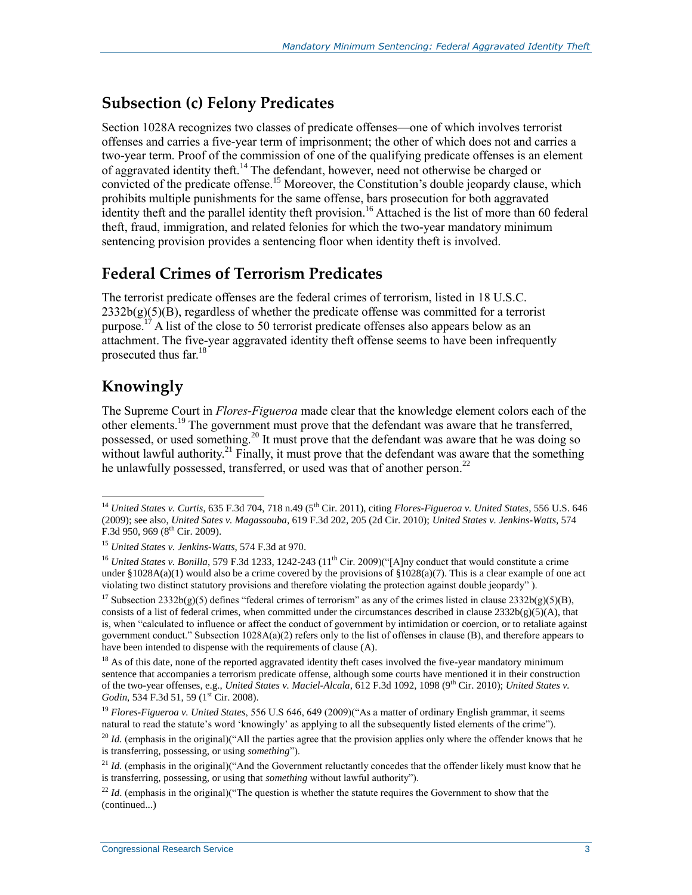## Subsection (c) Felony Predicates

Section 1028A recognizes two classes of predicate offenses—one of which involves terrorist offenses and carries a five-year term of imprisonment; the other of which does not and carries a two-year term. Proof of the commission of one of the qualifying predicate offenses is an element of aggravated identity theft.[14] The defendant, however, need not otherwise be charged or convicted of the predicate offense.[15] Moreover, the Constitution's double jeopardy clause, which prohibits multiple punishments for the same offense, bars prosecution for both aggravated identity theft and the parallel identity theft provision.[16] Attached is the list of more than 60 federal theft, fraud, immigration, and related felonies for which the two-year mandatory minimum sentencing provision provides a sentencing floor when identity theft is involved.

## Federal Crimes of Terrorism Predicates

The terrorist predicate offenses are the federal crimes of terrorism, listed in 18 U.S.C. 2332b(g)(5)(B), regardless of whether the predicate offense was committed for a terrorist purpose.[17] A list of the close to 50 terrorist predicate offenses also appears below as an attachment. The five-year aggravated identity theft offense seems to have been infrequently prosecuted thus far.[18]

## Knowingly

The Supreme Court in *Flores-Figueroa* made clear that the knowledge element colors each of the other elements.[19] The government must prove that the defendant was aware that he transferred, possessed, or used something.[20] It must prove that the defendant was aware that he was doing so without lawful authority.[21] Finally, it must prove that the defendant was aware that the something he unlawfully possessed, transferred, or used was that of another person.[22]

---

[14] *United States v. Curtis*, 635 F.3d 704, 718 n.49 (5th Cir. 2011), citing *Flores-Figueroa v. United States*, 556 U.S. 646 (2009); see also, *United Sates v. Magassouba*, 619 F.3d 202, 205 (2d Cir. 2010); *United States v. Jenkins-Watts*, 574 F.3d 950, 969 (8th Cir. 2009).

[15] *United States v. Jenkins-Watts*, 574 F.3d at 970.

[16] *United States v. Bonilla*, 579 F.3d 1233, 1242-243 (11th Cir. 2009)("[A]ny conduct that would constitute a crime under §1028A(a)(1) would also be a crime covered by the provisions of §1028(a)(7). This is a clear example of one act violating two distinct statutory provisions and therefore violating the protection against double jeopardy" ).

[17] Subsection 2332b(g)(5) defines "federal crimes of terrorism" as any of the crimes listed in clause 2332b(g)(5)(B), consists of a list of federal crimes, when committed under the circumstances described in clause 2332b(g)(5)(A), that is, when "calculated to influence or affect the conduct of government by intimidation or coercion, or to retaliate against government conduct." Subsection 1028A(a)(2) refers only to the list of offenses in clause (B), and therefore appears to have been intended to dispense with the requirements of clause (A).

[18] As of this date, none of the reported aggravated identity theft cases involved the five-year mandatory minimum sentence that accompanies a terrorism predicate offense, although some courts have mentioned it in their construction of the two-year offenses, e.g., *United States v. Maciel-Alcala*, 612 F.3d 1092, 1098 (9th Cir. 2010); *United States v. Godin*, 534 F.3d 51, 59 (1st Cir. 2008).

[19] *Flores-Figueroa v. United States*, 556 U.S 646, 649 (2009)("As a matter of ordinary English grammar, it seems natural to read the statute's word 'knowingly' as applying to all the subsequently listed elements of the crime").

[20] *Id.* (emphasis in the original)("All the parties agree that the provision applies only where the offender knows that he is transferring, possessing, or using *something*").

[21] *Id.* (emphasis in the original)("And the Government reluctantly concedes that the offender likely must know that he is transferring, possessing, or using that *something* without lawful authority").

[22] *Id*. (emphasis in the original)("The question is whether the statute requires the Government to show that the (continued...)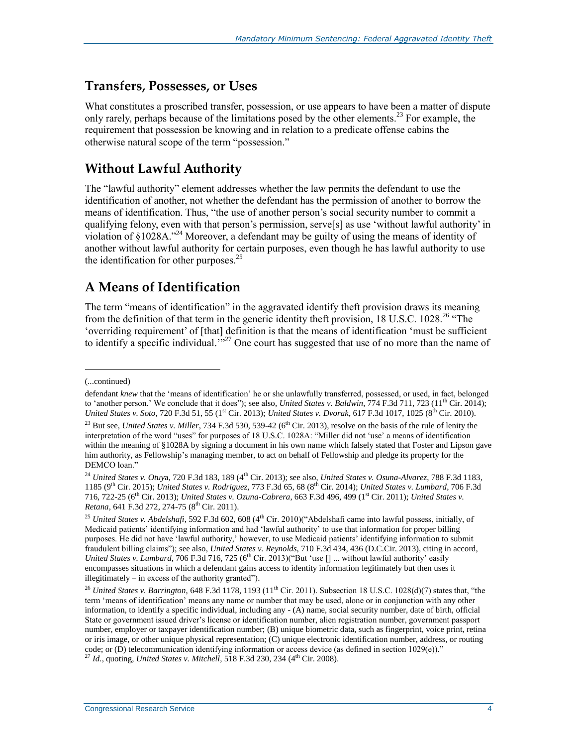## Transfers, Possesses, or Uses

What constitutes a proscribed transfer, possession, or use appears to have been a matter of dispute only rarely, perhaps because of the limitations posed by the other elements.[23] For example, the requirement that possession be knowing and in relation to a predicate offense cabins the otherwise natural scope of the term "possession."

## Without Lawful Authority

The "lawful authority" element addresses whether the law permits the defendant to use the identification of another, not whether the defendant has the permission of another to borrow the means of identification. Thus, "the use of another person's social security number to commit a qualifying felony, even with that person's permission, serve[s] as use 'without lawful authority' in violation of §1028A."[24] Moreover, a defendant may be guilty of using the means of identity of another without lawful authority for certain purposes, even though he has lawful authority to use the identification for other purposes.[25]

## A Means of Identification

The term "means of identification" in the aggravated identify theft provision draws its meaning from the definition of that term in the generic identity theft provision, 18 U.S.C. 1028.[26] "The 'overriding requirement' of [that] definition is that the means of identification 'must be sufficient to identify a specific individual.'"[27] One court has suggested that use of no more than the name of

---

(...continued)

defendant *knew* that the 'means of identification' he or she unlawfully transferred, possessed, or used, in fact, belonged to 'another person.' We conclude that it does"); see also, *United States v. Baldwin*, 774 F.3d 711, 723 (11th Cir. 2014); *United States v. Soto*, 720 F.3d 51, 55 (1st Cir. 2013); *United States v. Dvorak*, 617 F.3d 1017, 1025 (8th Cir. 2010).

[23] But see, *United States v. Miller*, 734 F.3d 530, 539-42 (6th Cir. 2013), resolve on the basis of the rule of lenity the interpretation of the word "uses" for purposes of 18 U.S.C. 1028A: "Miller did not 'use' a means of identification within the meaning of §1028A by signing a document in his own name which falsely stated that Foster and Lipson gave him authority, as Fellowship's managing member, to act on behalf of Fellowship and pledge its property for the DEMCO loan."

[24] *United States v. Otuya*, 720 F.3d 183, 189 (4th Cir. 2013); see also, *United States v. Osuna-Alvarez*, 788 F.3d 1183, 1185 (9th Cir. 2015); *United States v. Rodriguez*, 773 F.3d 65, 68 (8th Cir. 2014); *United States v. Lumbard*, 706 F.3d 716, 722-25 (6th Cir. 2013); *United States v. Ozuna-Cabrera*, 663 F.3d 496, 499 (1st Cir. 2011); *United States v. Retana*, 641 F.3d 272, 274-75 (8th Cir. 2011).

[25] *United States v. Abdelshafi*, 592 F.3d 602, 608 (4th Cir. 2010)("Abdelshafi came into lawful possess, initially, of Medicaid patients' identifying information and had 'lawful authority' to use that information for proper billing purposes. He did not have 'lawful authority,' however, to use Medicaid patients' identifying information to submit fraudulent billing claims"); see also, *United States v. Reynolds*, 710 F.3d 434, 436 (D.C.Cir. 2013), citing in accord, *United States v. Lumbard*, 706 F.3d 716, 725 (6th Cir. 2013)("But 'use [] ... without lawful authority' easily encompasses situations in which a defendant gains access to identity information legitimately but then uses it illegitimately – in excess of the authority granted").

[26] *United States v. Barrington*, 648 F.3d 1178, 1193 (11th Cir. 2011). Subsection 18 U.S.C. 1028(d)(7) states that, "the term 'means of identification' means any name or number that may be used, alone or in conjunction with any other information, to identify a specific individual, including any - (A) name, social security number, date of birth, official State or government issued driver's license or identification number, alien registration number, government passport number, employer or taxpayer identification number; (B) unique biometric data, such as fingerprint, voice print, retina or iris image, or other unique physical representation; (C) unique electronic identification number, address, or routing code; or (D) telecommunication identifying information or access device (as defined in section 1029(e))."

[27] *Id.*, quoting, *United States v. Mitchell*, 518 F.3d 230, 234 (4th Cir. 2008).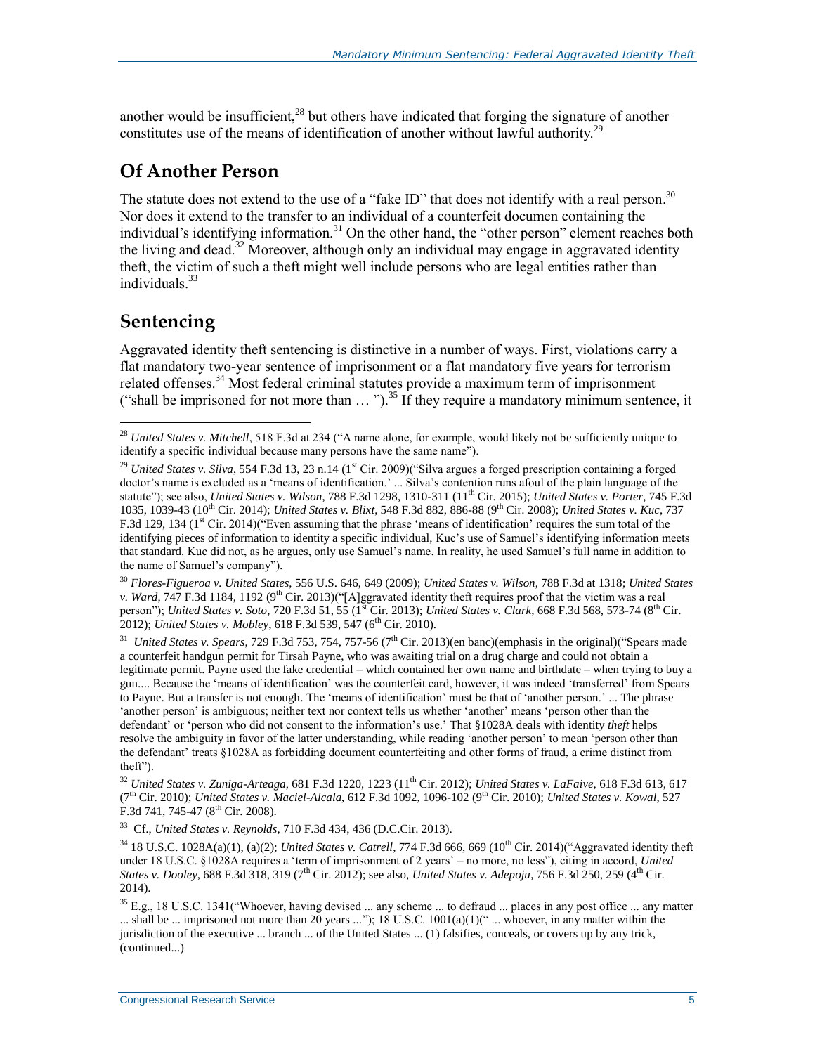another would be insufficient,[28] but others have indicated that forging the signature of another constitutes use of the means of identification of another without lawful authority.[29]

## Of Another Person

The statute does not extend to the use of a "fake ID" that does not identify with a real person.[30] Nor does it extend to the transfer to an individual of a counterfeit documen containing the individual's identifying information.[31] On the other hand, the "other person" element reaches both the living and dead.[32] Moreover, although only an individual may engage in aggravated identity theft, the victim of such a theft might well include persons who are legal entities rather than individuals.[33]

## Sentencing

Aggravated identity theft sentencing is distinctive in a number of ways. First, violations carry a flat mandatory two-year sentence of imprisonment or a flat mandatory five years for terrorism related offenses.[34] Most federal criminal statutes provide a maximum term of imprisonment ("shall be imprisoned for not more than … ").[35] If they require a mandatory minimum sentence, it

---

[28] *United States v. Mitchell*, 518 F.3d at 234 ("A name alone, for example, would likely not be sufficiently unique to identify a specific individual because many persons have the same name").

[29] *United States v. Silva*, 554 F.3d 13, 23 n.14 (1st Cir. 2009)("Silva argues a forged prescription containing a forged doctor's name is excluded as a 'means of identification.' ... Silva's contention runs afoul of the plain language of the statute"); see also, *United States v. Wilson*, 788 F.3d 1298, 1310-311 (11th Cir. 2015); *United States v. Porter*, 745 F.3d 1035, 1039-43 (10th Cir. 2014); *United States v. Blixt*, 548 F.3d 882, 886-88 (9th Cir. 2008); *United States v. Kuc*, 737 F.3d 129, 134 (1st Cir. 2014)("Even assuming that the phrase 'means of identification' requires the sum total of the identifying pieces of information to identity a specific individual, Kuc's use of Samuel's identifying information meets that standard. Kuc did not, as he argues, only use Samuel's name. In reality, he used Samuel's full name in addition to the name of Samuel's company").

[30] *Flores-Figueroa v. United States*, 556 U.S. 646, 649 (2009); *United States v. Wilson*, 788 F.3d at 1318; *United States v. Ward*, 747 F.3d 1184, 1192 (9th Cir. 2013)("[A]ggravated identity theft requires proof that the victim was a real person"); *United States v. Soto*, 720 F.3d 51, 55 (1st Cir. 2013); *United States v. Clark*, 668 F.3d 568, 573-74 (8th Cir. 2012); *United States v. Mobley*, 618 F.3d 539, 547 (6th Cir. 2010).

[31] *United States v. Spears*, 729 F.3d 753, 754, 757-56 (7th Cir. 2013)(en banc)(emphasis in the original)("Spears made a counterfeit handgun permit for Tirsah Payne, who was awaiting trial on a drug charge and could not obtain a legitimate permit. Payne used the fake credential – which contained her own name and birthdate – when trying to buy a gun.... Because the 'means of identification' was the counterfeit card, however, it was indeed 'transferred' from Spears to Payne. But a transfer is not enough. The 'means of identification' must be that of 'another person.' ... The phrase 'another person' is ambiguous; neither text nor context tells us whether 'another' means 'person other than the defendant' or 'person who did not consent to the information's use.' That §1028A deals with identity *theft* helps resolve the ambiguity in favor of the latter understanding, while reading 'another person' to mean 'person other than the defendant' treats §1028A as forbidding document counterfeiting and other forms of fraud, a crime distinct from theft").

[32] *United States v. Zuniga-Arteaga*, 681 F.3d 1220, 1223 (11th Cir. 2012); *United States v. LaFaive*, 618 F.3d 613, 617 (7th Cir. 2010); *United States v. Maciel-Alcala*, 612 F.3d 1092, 1096-102 (9th Cir. 2010); *United States v. Kowal*, 527 F.3d 741, 745-47 (8th Cir. 2008).

[33] Cf., *United States v. Reynolds*, 710 F.3d 434, 436 (D.C.Cir. 2013).

[34] 18 U.S.C. 1028A(a)(1), (a)(2); *United States v. Catrell*, 774 F.3d 666, 669 (10th Cir. 2014)("Aggravated identity theft under 18 U.S.C. §1028A requires a 'term of imprisonment of 2 years' – no more, no less"), citing in accord, *United States v. Dooley*, 688 F.3d 318, 319 (7th Cir. 2012); see also, *United States v. Adepoju*, 756 F.3d 250, 259 (4th Cir. 2014).

[35] E.g., 18 U.S.C. 1341("Whoever, having devised ... any scheme ... to defraud ... places in any post office ... any matter ... shall be ... imprisoned not more than 20 years ..."); 18 U.S.C. 1001(a)(1)(" ... whoever, in any matter within the jurisdiction of the executive ... branch ... of the United States ... (1) falsifies, conceals, or covers up by any trick, (continued...)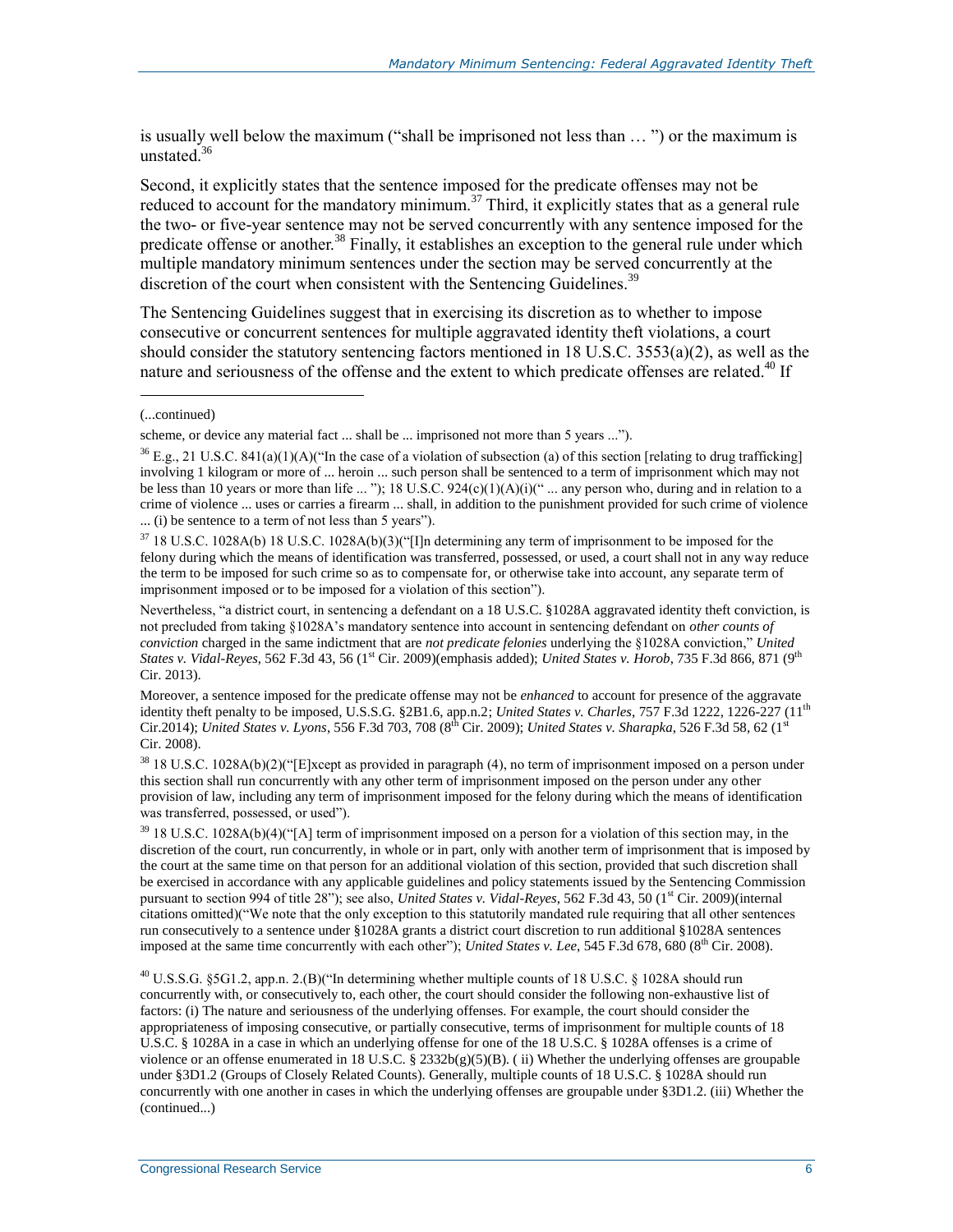is usually well below the maximum ("shall be imprisoned not less than … ") or the maximum is unstated.[36]

Second, it explicitly states that the sentence imposed for the predicate offenses may not be reduced to account for the mandatory minimum.[37] Third, it explicitly states that as a general rule the two- or five-year sentence may not be served concurrently with any sentence imposed for the predicate offense or another.[38] Finally, it establishes an exception to the general rule under which multiple mandatory minimum sentences under the section may be served concurrently at the discretion of the court when consistent with the Sentencing Guidelines.[39]

The Sentencing Guidelines suggest that in exercising its discretion as to whether to impose consecutive or concurrent sentences for multiple aggravated identity theft violations, a court should consider the statutory sentencing factors mentioned in 18 U.S.C. 3553(a)(2), as well as the nature and seriousness of the offense and the extent to which predicate offenses are related.[40] If

---

(...continued)

scheme, or device any material fact ... shall be ... imprisoned not more than 5 years ...").

[36] E.g., 21 U.S.C. 841(a)(1)(A)("In the case of a violation of subsection (a) of this section [relating to drug trafficking] involving 1 kilogram or more of ... heroin ... such person shall be sentenced to a term of imprisonment which may not be less than 10 years or more than life ... "); 18 U.S.C. 924(c)(1)(A)(i)(" ... any person who, during and in relation to a crime of violence ... uses or carries a firearm ... shall, in addition to the punishment provided for such crime of violence ... (i) be sentence to a term of not less than 5 years").

[37] 18 U.S.C. 1028A(b) 18 U.S.C. 1028A(b)(3)("[I]n determining any term of imprisonment to be imposed for the felony during which the means of identification was transferred, possessed, or used, a court shall not in any way reduce the term to be imposed for such crime so as to compensate for, or otherwise take into account, any separate term of imprisonment imposed or to be imposed for a violation of this section").

Nevertheless, "a district court, in sentencing a defendant on a 18 U.S.C. §1028A aggravated identity theft conviction, is not precluded from taking §1028A's mandatory sentence into account in sentencing defendant on *other counts of conviction* charged in the same indictment that are *not predicate felonies* underlying the §1028A conviction," *United States v. Vidal-Reyes*, 562 F.3d 43, 56 (1st Cir. 2009)(emphasis added); *United States v. Horob*, 735 F.3d 866, 871 (9th Cir. 2013).

Moreover, a sentence imposed for the predicate offense may not be *enhanced* to account for presence of the aggravate identity theft penalty to be imposed, U.S.S.G. §2B1.6, app.n.2; *United States v. Charles*, 757 F.3d 1222, 1226-227 (11th Cir.2014); *United States v. Lyons*, 556 F.3d 703, 708 (8th Cir. 2009); *United States v. Sharapka*, 526 F.3d 58, 62 (1st Cir. 2008).

[38] 18 U.S.C. 1028A(b)(2)("[E]xcept as provided in paragraph (4), no term of imprisonment imposed on a person under this section shall run concurrently with any other term of imprisonment imposed on the person under any other provision of law, including any term of imprisonment imposed for the felony during which the means of identification was transferred, possessed, or used").

[39] 18 U.S.C. 1028A(b)(4)("[A] term of imprisonment imposed on a person for a violation of this section may, in the discretion of the court, run concurrently, in whole or in part, only with another term of imprisonment that is imposed by the court at the same time on that person for an additional violation of this section, provided that such discretion shall be exercised in accordance with any applicable guidelines and policy statements issued by the Sentencing Commission pursuant to section 994 of title 28"); see also, *United States v. Vidal-Reyes*, 562 F.3d 43, 50 (1st Cir. 2009)(internal citations omitted)("We note that the only exception to this statutorily mandated rule requiring that all other sentences run consecutively to a sentence under §1028A grants a district court discretion to run additional §1028A sentences imposed at the same time concurrently with each other"); *United States v. Lee*, 545 F.3d 678, 680 (8th Cir. 2008).

[40] U.S.S.G. §5G1.2, app.n. 2.(B)("In determining whether multiple counts of 18 U.S.C. § 1028A should run concurrently with, or consecutively to, each other, the court should consider the following non-exhaustive list of factors: (i) The nature and seriousness of the underlying offenses. For example, the court should consider the appropriateness of imposing consecutive, or partially consecutive, terms of imprisonment for multiple counts of 18 U.S.C. § 1028A in a case in which an underlying offense for one of the 18 U.S.C. § 1028A offenses is a crime of violence or an offense enumerated in 18 U.S.C. § 2332b(g)(5)(B). ( ii) Whether the underlying offenses are groupable under §3D1.2 (Groups of Closely Related Counts). Generally, multiple counts of 18 U.S.C. § 1028A should run concurrently with one another in cases in which the underlying offenses are groupable under §3D1.2. (iii) Whether the (continued...)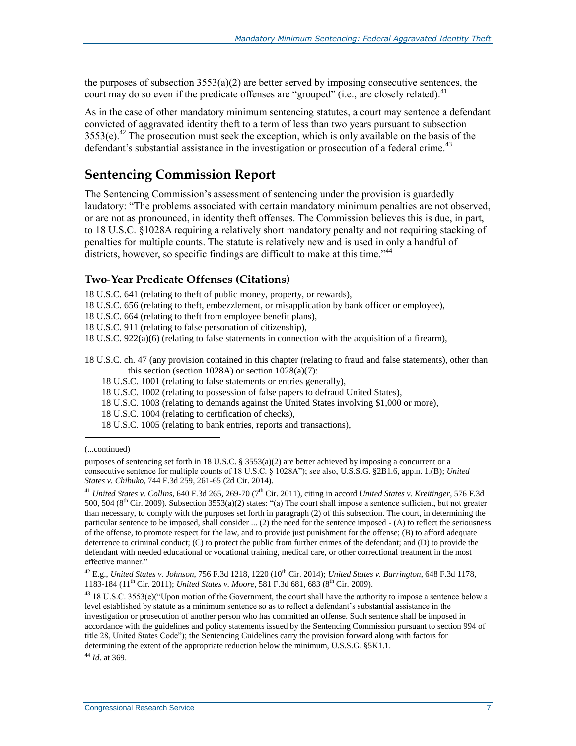the purposes of subsection 3553(a)(2) are better served by imposing consecutive sentences, the court may do so even if the predicate offenses are "grouped" (i.e., are closely related).[41]

As in the case of other mandatory minimum sentencing statutes, a court may sentence a defendant convicted of aggravated identity theft to a term of less than two years pursuant to subsection 3553(e).[42] The prosecution must seek the exception, which is only available on the basis of the defendant's substantial assistance in the investigation or prosecution of a federal crime.[43]

## Sentencing Commission Report

The Sentencing Commission's assessment of sentencing under the provision is guardedly laudatory: "The problems associated with certain mandatory minimum penalties are not observed, or are not as pronounced, in identity theft offenses. The Commission believes this is due, in part, to 18 U.S.C. §1028A requiring a relatively short mandatory penalty and not requiring stacking of penalties for multiple counts. The statute is relatively new and is used in only a handful of districts, however, so specific findings are difficult to make at this time."[44]

### Two-Year Predicate Offenses (Citations)

18 U.S.C. 641 (relating to theft of public money, property, or rewards),
18 U.S.C. 656 (relating to theft, embezzlement, or misapplication by bank officer or employee),
18 U.S.C. 664 (relating to theft from employee benefit plans),
18 U.S.C. 911 (relating to false personation of citizenship),
18 U.S.C. 922(a)(6) (relating to false statements in connection with the acquisition of a firearm),

18 U.S.C. ch. 47 (any provision contained in this chapter (relating to fraud and false statements), other than this section (section 1028A) or section 1028(a)(7):

- 18 U.S.C. 1001 (relating to false statements or entries generally),
- 18 U.S.C. 1002 (relating to possession of false papers to defraud United States),
- 18 U.S.C. 1003 (relating to demands against the United States involving $1,000 or more),
- 18 U.S.C. 1004 (relating to certification of checks),
- 18 U.S.C. 1005 (relating to bank entries, reports and transactions),

---

(...continued)

purposes of sentencing set forth in 18 U.S.C. § 3553(a)(2) are better achieved by imposing a concurrent or a consecutive sentence for multiple counts of 18 U.S.C. § 1028A"); see also, U.S.S.G. §2B1.6, app.n. 1.(B); *United States v. Chibuko*, 744 F.3d 259, 261-65 (2d Cir. 2014).

[41] *United States v. Collins*, 640 F.3d 265, 269-70 (7th Cir. 2011), citing in accord *United States v. Kreitinger*, 576 F.3d 500, 504 (8th Cir. 2009). Subsection 3553(a)(2) states: "(a) The court shall impose a sentence sufficient, but not greater than necessary, to comply with the purposes set forth in paragraph (2) of this subsection. The court, in determining the particular sentence to be imposed, shall consider ... (2) the need for the sentence imposed - (A) to reflect the seriousness of the offense, to promote respect for the law, and to provide just punishment for the offense; (B) to afford adequate deterrence to criminal conduct; (C) to protect the public from further crimes of the defendant; and (D) to provide the defendant with needed educational or vocational training, medical care, or other correctional treatment in the most effective manner."

[42] E.g., *United States v. Johnson*, 756 F.3d 1218, 1220 (10th Cir. 2014); *United States v. Barrington*, 648 F.3d 1178, 1183-184 (11th Cir. 2011); *United States v. Moore*, 581 F.3d 681, 683 (8th Cir. 2009).

[43] 18 U.S.C. 3553(e)("Upon motion of the Government, the court shall have the authority to impose a sentence below a level established by statute as a minimum sentence so as to reflect a defendant's substantial assistance in the investigation or prosecution of another person who has committed an offense. Such sentence shall be imposed in accordance with the guidelines and policy statements issued by the Sentencing Commission pursuant to section 994 of title 28, United States Code"); the Sentencing Guidelines carry the provision forward along with factors for determining the extent of the appropriate reduction below the minimum, U.S.S.G. §5K1.1.

[44] *Id*. at 369.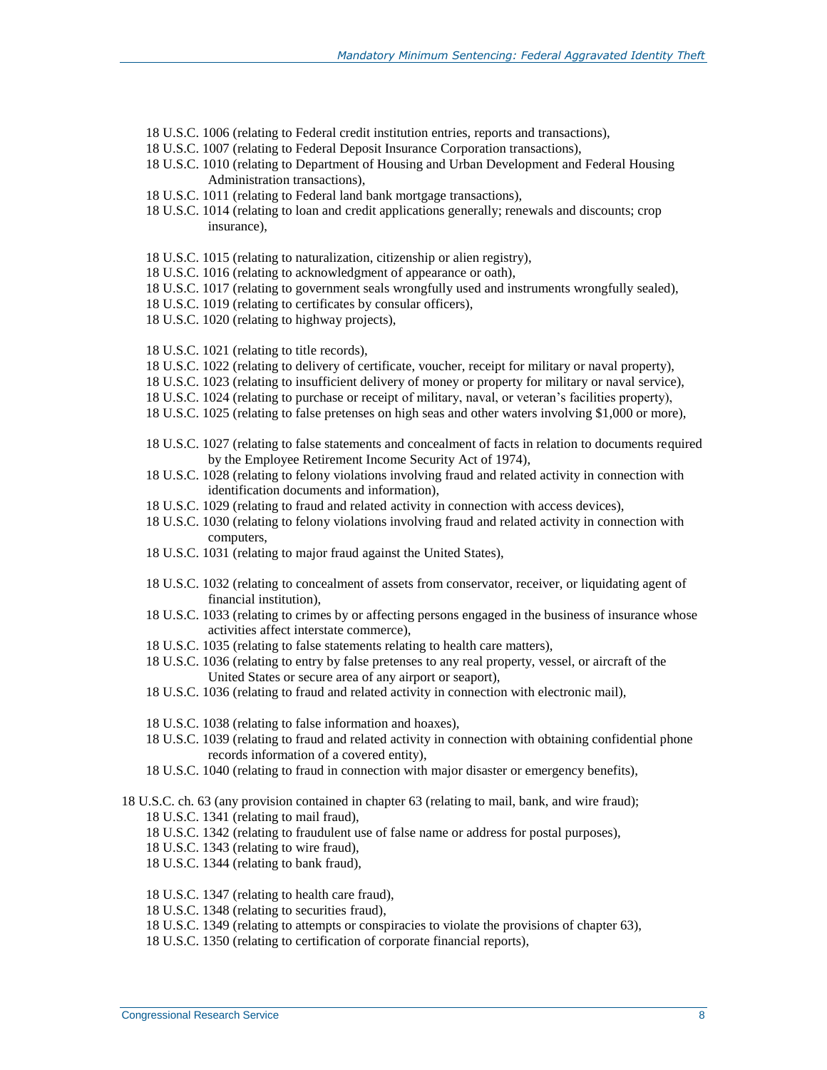18 U.S.C. 1006 (relating to Federal credit institution entries, reports and transactions),
18 U.S.C. 1007 (relating to Federal Deposit Insurance Corporation transactions),
18 U.S.C. 1010 (relating to Department of Housing and Urban Development and Federal Housing Administration transactions),
18 U.S.C. 1011 (relating to Federal land bank mortgage transactions),
18 U.S.C. 1014 (relating to loan and credit applications generally; renewals and discounts; crop insurance),

18 U.S.C. 1015 (relating to naturalization, citizenship or alien registry),
18 U.S.C. 1016 (relating to acknowledgment of appearance or oath),
18 U.S.C. 1017 (relating to government seals wrongfully used and instruments wrongfully sealed),
18 U.S.C. 1019 (relating to certificates by consular officers),
18 U.S.C. 1020 (relating to highway projects),

18 U.S.C. 1021 (relating to title records),
18 U.S.C. 1022 (relating to delivery of certificate, voucher, receipt for military or naval property),
18 U.S.C. 1023 (relating to insufficient delivery of money or property for military or naval service),
18 U.S.C. 1024 (relating to purchase or receipt of military, naval, or veteran's facilities property),
18 U.S.C. 1025 (relating to false pretenses on high seas and other waters involving $1,000 or more),

18 U.S.C. 1027 (relating to false statements and concealment of facts in relation to documents required by the Employee Retirement Income Security Act of 1974),
18 U.S.C. 1028 (relating to felony violations involving fraud and related activity in connection with identification documents and information),
18 U.S.C. 1029 (relating to fraud and related activity in connection with access devices),
18 U.S.C. 1030 (relating to felony violations involving fraud and related activity in connection with computers,
18 U.S.C. 1031 (relating to major fraud against the United States),

18 U.S.C. 1032 (relating to concealment of assets from conservator, receiver, or liquidating agent of financial institution),
18 U.S.C. 1033 (relating to crimes by or affecting persons engaged in the business of insurance whose activities affect interstate commerce),
18 U.S.C. 1035 (relating to false statements relating to health care matters),
18 U.S.C. 1036 (relating to entry by false pretenses to any real property, vessel, or aircraft of the United States or secure area of any airport or seaport),
18 U.S.C. 1036 (relating to fraud and related activity in connection with electronic mail),

18 U.S.C. 1038 (relating to false information and hoaxes),
18 U.S.C. 1039 (relating to fraud and related activity in connection with obtaining confidential phone records information of a covered entity),
18 U.S.C. 1040 (relating to fraud in connection with major disaster or emergency benefits),

18 U.S.C. ch. 63 (any provision contained in chapter 63 (relating to mail, bank, and wire fraud);
18 U.S.C. 1341 (relating to mail fraud),
18 U.S.C. 1342 (relating to fraudulent use of false name or address for postal purposes),
18 U.S.C. 1343 (relating to wire fraud),
18 U.S.C. 1344 (relating to bank fraud),

18 U.S.C. 1347 (relating to health care fraud),
18 U.S.C. 1348 (relating to securities fraud),
18 U.S.C. 1349 (relating to attempts or conspiracies to violate the provisions of chapter 63),
18 U.S.C. 1350 (relating to certification of corporate financial reports),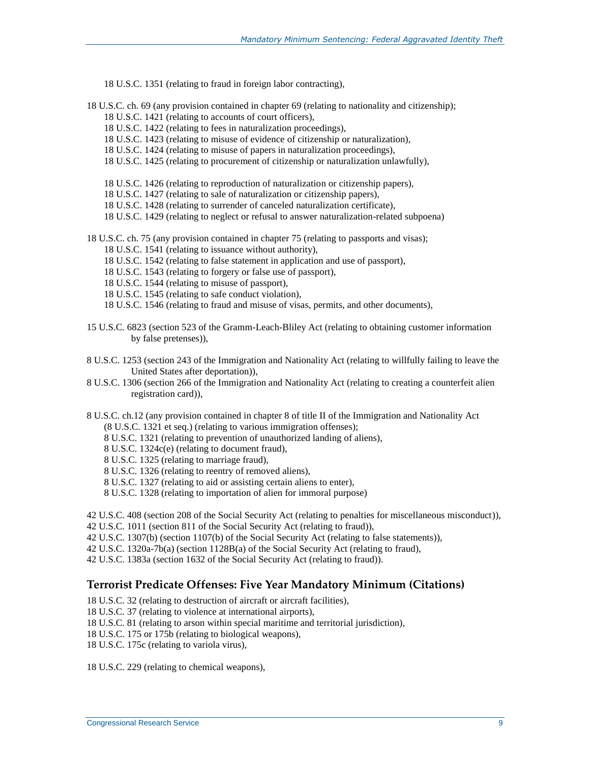18 U.S.C. 1351 (relating to fraud in foreign labor contracting),

18 U.S.C. ch. 69 (any provision contained in chapter 69 (relating to nationality and citizenship);

18 U.S.C. 1421 (relating to accounts of court officers),
18 U.S.C. 1422 (relating to fees in naturalization proceedings),
18 U.S.C. 1423 (relating to misuse of evidence of citizenship or naturalization),
18 U.S.C. 1424 (relating to misuse of papers in naturalization proceedings),
18 U.S.C. 1425 (relating to procurement of citizenship or naturalization unlawfully),

18 U.S.C. 1426 (relating to reproduction of naturalization or citizenship papers),
18 U.S.C. 1427 (relating to sale of naturalization or citizenship papers),
18 U.S.C. 1428 (relating to surrender of canceled naturalization certificate),
18 U.S.C. 1429 (relating to neglect or refusal to answer naturalization-related subpoena)

18 U.S.C. ch. 75 (any provision contained in chapter 75 (relating to passports and visas);

18 U.S.C. 1541 (relating to issuance without authority),
18 U.S.C. 1542 (relating to false statement in application and use of passport),
18 U.S.C. 1543 (relating to forgery or false use of passport),
18 U.S.C. 1544 (relating to misuse of passport),
18 U.S.C. 1545 (relating to safe conduct violation),
18 U.S.C. 1546 (relating to fraud and misuse of visas, permits, and other documents),

15 U.S.C. 6823 (section 523 of the Gramm-Leach-Bliley Act (relating to obtaining customer information by false pretenses)),

8 U.S.C. 1253 (section 243 of the Immigration and Nationality Act (relating to willfully failing to leave the United States after deportation)),
8 U.S.C. 1306 (section 266 of the Immigration and Nationality Act (relating to creating a counterfeit alien registration card)),

8 U.S.C. ch.12 (any provision contained in chapter 8 of title II of the Immigration and Nationality Act (8 U.S.C. 1321 et seq.) (relating to various immigration offenses);

8 U.S.C. 1321 (relating to prevention of unauthorized landing of aliens),
8 U.S.C. 1324c(e) (relating to document fraud),
8 U.S.C. 1325 (relating to marriage fraud),
8 U.S.C. 1326 (relating to reentry of removed aliens),
8 U.S.C. 1327 (relating to aid or assisting certain aliens to enter),
8 U.S.C. 1328 (relating to importation of alien for immoral purpose)

42 U.S.C. 408 (section 208 of the Social Security Act (relating to penalties for miscellaneous misconduct)),
42 U.S.C. 1011 (section 811 of the Social Security Act (relating to fraud)),
42 U.S.C. 1307(b) (section 1107(b) of the Social Security Act (relating to false statements)),
42 U.S.C. 1320a-7b(a) (section 1128B(a) of the Social Security Act (relating to fraud),
42 U.S.C. 1383a (section 1632 of the Social Security Act (relating to fraud)).

## Terrorist Predicate Offenses: Five Year Mandatory Minimum (Citations)

18 U.S.C. 32 (relating to destruction of aircraft or aircraft facilities),
18 U.S.C. 37 (relating to violence at international airports),
18 U.S.C. 81 (relating to arson within special maritime and territorial jurisdiction),
18 U.S.C. 175 or 175b (relating to biological weapons),
18 U.S.C. 175c (relating to variola virus),

18 U.S.C. 229 (relating to chemical weapons),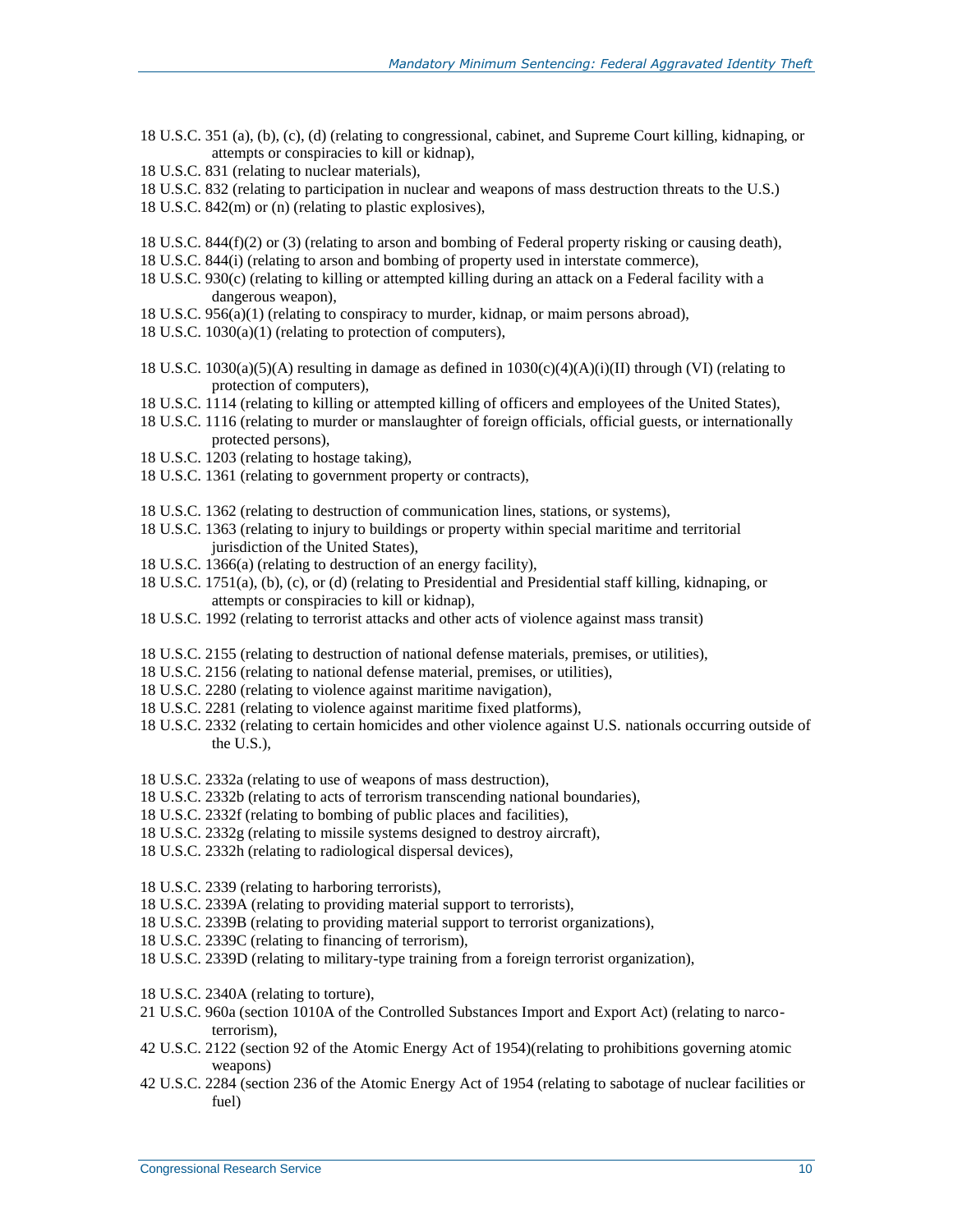18 U.S.C. 351 (a), (b), (c), (d) (relating to congressional, cabinet, and Supreme Court killing, kidnaping, or attempts or conspiracies to kill or kidnap),

18 U.S.C. 831 (relating to nuclear materials),

18 U.S.C. 832 (relating to participation in nuclear and weapons of mass destruction threats to the U.S.)

18 U.S.C. 842(m) or (n) (relating to plastic explosives),

18 U.S.C. 844(f)(2) or (3) (relating to arson and bombing of Federal property risking or causing death),

18 U.S.C. 844(i) (relating to arson and bombing of property used in interstate commerce),

18 U.S.C. 930(c) (relating to killing or attempted killing during an attack on a Federal facility with a dangerous weapon),

18 U.S.C. 956(a)(1) (relating to conspiracy to murder, kidnap, or maim persons abroad),

18 U.S.C. 1030(a)(1) (relating to protection of computers),

18 U.S.C. 1030(a)(5)(A) resulting in damage as defined in 1030(c)(4)(A)(i)(II) through (VI) (relating to protection of computers),

18 U.S.C. 1114 (relating to killing or attempted killing of officers and employees of the United States),

18 U.S.C. 1116 (relating to murder or manslaughter of foreign officials, official guests, or internationally protected persons),

18 U.S.C. 1203 (relating to hostage taking),

18 U.S.C. 1361 (relating to government property or contracts),

18 U.S.C. 1362 (relating to destruction of communication lines, stations, or systems),

18 U.S.C. 1363 (relating to injury to buildings or property within special maritime and territorial jurisdiction of the United States),

18 U.S.C. 1366(a) (relating to destruction of an energy facility),

18 U.S.C. 1751(a), (b), (c), or (d) (relating to Presidential and Presidential staff killing, kidnaping, or attempts or conspiracies to kill or kidnap),

18 U.S.C. 1992 (relating to terrorist attacks and other acts of violence against mass transit)

18 U.S.C. 2155 (relating to destruction of national defense materials, premises, or utilities),

18 U.S.C. 2156 (relating to national defense material, premises, or utilities),

18 U.S.C. 2280 (relating to violence against maritime navigation),

18 U.S.C. 2281 (relating to violence against maritime fixed platforms),

18 U.S.C. 2332 (relating to certain homicides and other violence against U.S. nationals occurring outside of the U.S.),

18 U.S.C. 2332a (relating to use of weapons of mass destruction),

18 U.S.C. 2332b (relating to acts of terrorism transcending national boundaries),

18 U.S.C. 2332f (relating to bombing of public places and facilities),

18 U.S.C. 2332g (relating to missile systems designed to destroy aircraft),

18 U.S.C. 2332h (relating to radiological dispersal devices),

18 U.S.C. 2339 (relating to harboring terrorists),

18 U.S.C. 2339A (relating to providing material support to terrorists),

18 U.S.C. 2339B (relating to providing material support to terrorist organizations),

18 U.S.C. 2339C (relating to financing of terrorism),

18 U.S.C. 2339D (relating to military-type training from a foreign terrorist organization),

18 U.S.C. 2340A (relating to torture),

21 U.S.C. 960a (section 1010A of the Controlled Substances Import and Export Act) (relating to narco-terrorism),

42 U.S.C. 2122 (section 92 of the Atomic Energy Act of 1954)(relating to prohibitions governing atomic weapons)

42 U.S.C. 2284 (section 236 of the Atomic Energy Act of 1954 (relating to sabotage of nuclear facilities or fuel)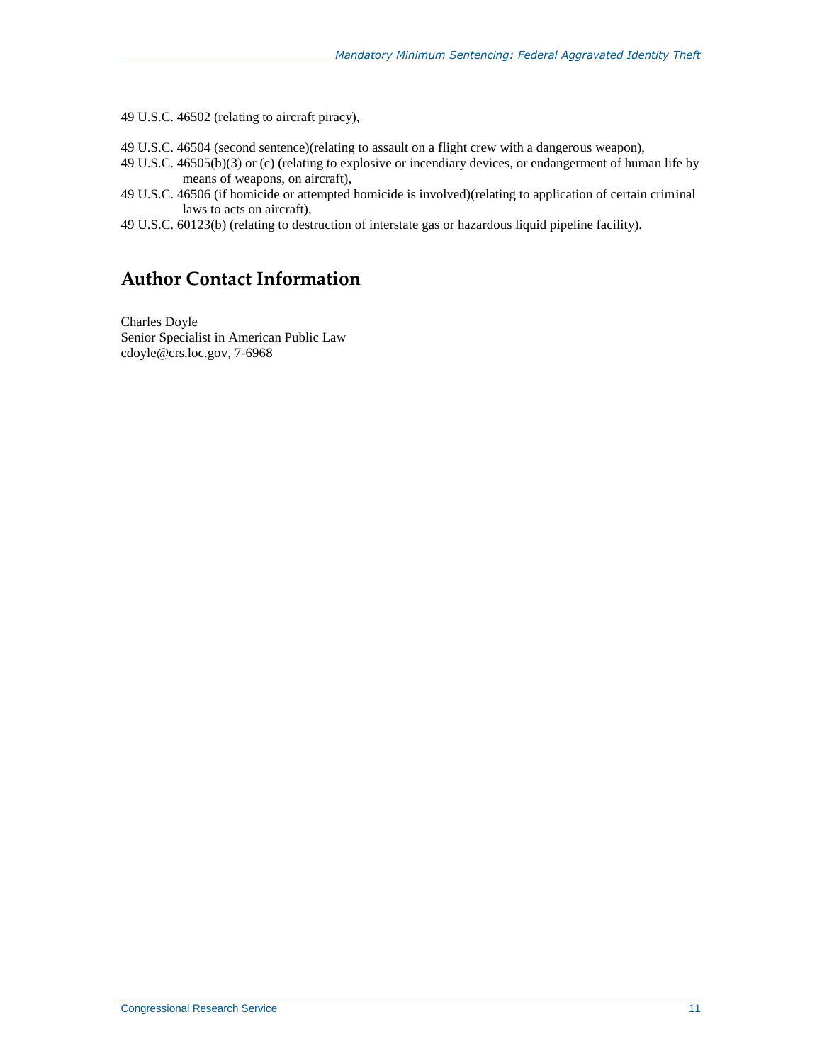49 U.S.C. 46502 (relating to aircraft piracy),

49 U.S.C. 46504 (second sentence)(relating to assault on a flight crew with a dangerous weapon),

49 U.S.C. 46505(b)(3) or (c) (relating to explosive or incendiary devices, or endangerment of human life by means of weapons, on aircraft),

49 U.S.C. 46506 (if homicide or attempted homicide is involved)(relating to application of certain criminal laws to acts on aircraft),

49 U.S.C. 60123(b) (relating to destruction of interstate gas or hazardous liquid pipeline facility).

## Author Contact Information

Charles Doyle
Senior Specialist in American Public Law
cdoyle@crs.loc.gov, 7-6968